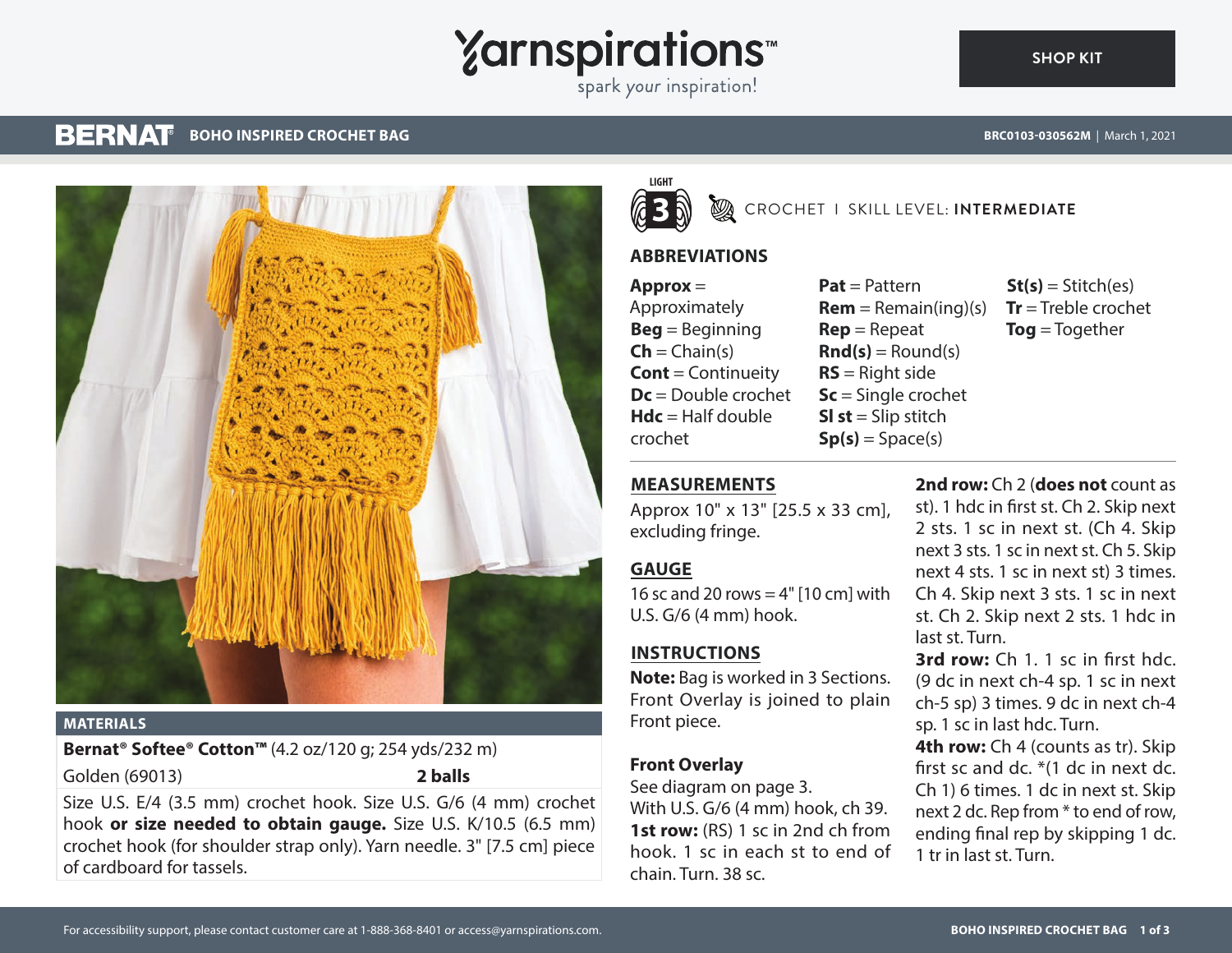# Yarnspirations™

spark *your* inspiration!

SHOP KIT

**BERNAT®** **BOHO INSPIRED CROCHET BAG**

**BRC0103-030562M** | March 1, 2021

LIGHT 3

CROCHET | SKILL LEVEL: **INTERMEDIATE**

## ABBREVIATIONS

**Approx** = Approximately
**Beg** = Beginning
**Ch** = Chain(s)
**Cont** = Continuity
**Dc** = Double crochet
**Hdc** = Half double crochet
**Pat** = Pattern
**Rem** = Remain(ing)(s)
**Rep** = Repeat
**Rnd(s)** = Round(s)
**RS** = Right side
**Sc** = Single crochet
**Sl st** = Slip stitch
**Sp(s)** = Space(s)
**St(s)** = Stitch(es)
**Tr** = Treble crochet
**Tog** = Together

## MATERIALS

**Bernat® Softee® Cotton™** (4.2 oz/120 g; 254 yds/232 m)

| Golden (69013) | **2 balls** |
|---|---|

Size U.S. E/4 (3.5 mm) crochet hook. Size U.S. G/6 (4 mm) crochet hook **or size needed to obtain gauge.** Size U.S. K/10.5 (6.5 mm) crochet hook (for shoulder strap only). Yarn needle. 3" [7.5 cm] piece of cardboard for tassels.

## MEASUREMENTS

Approx 10" x 13" [25.5 x 33 cm], excluding fringe.

## GAUGE

16 sc and 20 rows = 4" [10 cm] with U.S. G/6 (4 mm) hook.

## INSTRUCTIONS

**Note:** Bag is worked in 3 Sections. Front Overlay is joined to plain Front piece.

### Front Overlay

See diagram on page 3.

With U.S. G/6 (4 mm) hook, ch 39.

**1st row:** (RS) 1 sc in 2nd ch from hook. 1 sc in each st to end of chain. Turn. 38 sc.

**2nd row:** Ch 2 (**does not** count as st). 1 hdc in first st. Ch 2. Skip next 2 sts. 1 sc in next st. (Ch 4. Skip next 3 sts. 1 sc in next st. Ch 5. Skip next 4 sts. 1 sc in next st) 3 times. Ch 4. Skip next 3 sts. 1 sc in next st. Ch 2. Skip next 2 sts. 1 hdc in last st. Turn.

**3rd row:** Ch 1. 1 sc in first hdc. (9 dc in next ch-4 sp. 1 sc in next ch-5 sp) 3 times. 9 dc in next ch-4 sp. 1 sc in last hdc. Turn.

**4th row:** Ch 4 (counts as tr). Skip first sc and dc. *(1 dc in next dc. Ch 1) 6 times. 1 dc in next st. Skip next 2 dc. Rep from * to end of row, ending final rep by skipping 1 dc. 1 tr in last st. Turn.

For accessibility support, please contact customer care at 1-888-368-8401 or access@yarnspirations.com.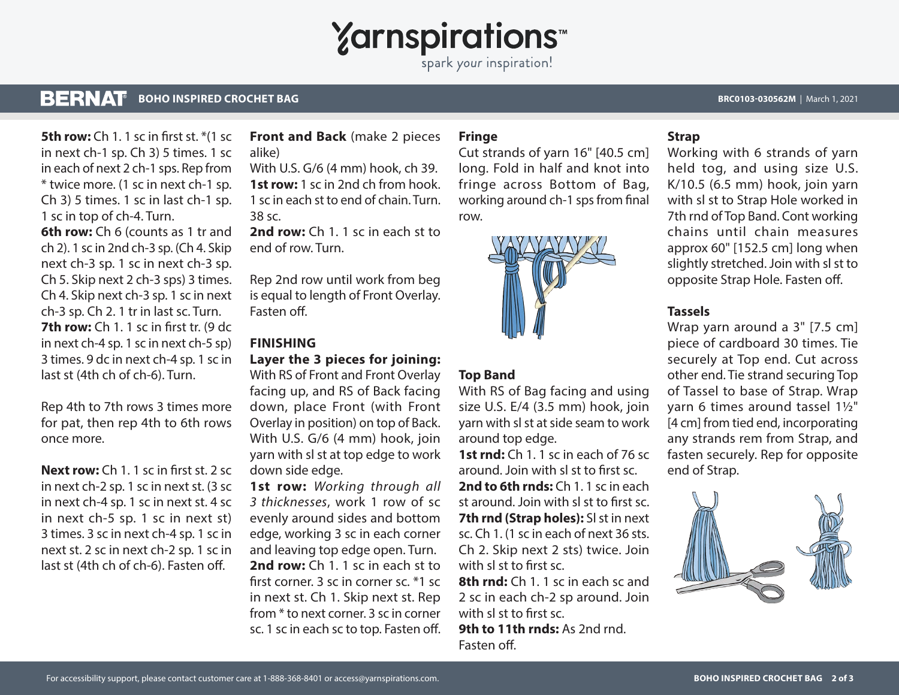**5th row:** Ch 1. 1 sc in first st. *(1 sc in next ch-1 sp. Ch 3) 5 times. 1 sc in each of next 2 ch-1 sps. Rep from * twice more. (1 sc in next ch-1 sp. Ch 3) 5 times. 1 sc in last ch-1 sp. 1 sc in top of ch-4. Turn.

**6th row:** Ch 6 (counts as 1 tr and ch 2). 1 sc in 2nd ch-3 sp. (Ch 4. Skip next ch-3 sp. 1 sc in next ch-3 sp. Ch 5. Skip next 2 ch-3 sps) 3 times. Ch 4. Skip next ch-3 sp. 1 sc in next ch-3 sp. Ch 2. 1 tr in last sc. Turn.

**7th row:** Ch 1. 1 sc in first tr. (9 dc in next ch-4 sp. 1 sc in next ch-5 sp) 3 times. 9 dc in next ch-4 sp. 1 sc in last st (4th ch of ch-6). Turn.

Rep 4th to 7th rows 3 times more for pat, then rep 4th to 6th rows once more.

**Next row:** Ch 1. 1 sc in first st. 2 sc in next ch-2 sp. 1 sc in next st. (3 sc in next ch-4 sp. 1 sc in next st. 4 sc in next ch-5 sp. 1 sc in next st) 3 times. 3 sc in next ch-4 sp. 1 sc in next st. 2 sc in next ch-2 sp. 1 sc in last st (4th ch of ch-6). Fasten off.

**Front and Back** (make 2 pieces alike)

With U.S. G/6 (4 mm) hook, ch 39.

**1st row:** 1 sc in 2nd ch from hook. 1 sc in each st to end of chain. Turn. 38 sc.

**2nd row:** Ch 1. 1 sc in each st to end of row. Turn.

Rep 2nd row until work from beg is equal to length of Front Overlay. Fasten off.

## FINISHING

**Layer the 3 pieces for joining:** With RS of Front and Front Overlay facing up, and RS of Back facing down, place Front (with Front Overlay in position) on top of Back. With U.S. G/6 (4 mm) hook, join yarn with sl st at top edge to work down side edge.

**1st row:** *Working through all 3 thicknesses*, work 1 row of sc evenly around sides and bottom edge, working 3 sc in each corner and leaving top edge open. Turn.

**2nd row:** Ch 1. 1 sc in each st to first corner. 3 sc in corner sc. *1 sc in next st. Ch 1. Skip next st. Rep from * to next corner. 3 sc in corner sc. 1 sc in each sc to top. Fasten off.

**Fringe**

Cut strands of yarn 16" [40.5 cm] long. Fold in half and knot into fringe across Bottom of Bag, working around ch-1 sps from final row.

**Top Band**

With RS of Bag facing and using size U.S. E/4 (3.5 mm) hook, join yarn with sl st at side seam to work around top edge.

**1st rnd:** Ch 1. 1 sc in each of 76 sc around. Join with sl st to first sc.

**2nd to 6th rnds:** Ch 1. 1 sc in each st around. Join with sl st to first sc.

**7th rnd (Strap holes):** Sl st in next sc. Ch 1. (1 sc in each of next 36 sts. Ch 2. Skip next 2 sts) twice. Join with sl st to first sc.

**8th rnd:** Ch 1. 1 sc in each sc and 2 sc in each ch-2 sp around. Join with sl st to first sc.

**9th to 11th rnds:** As 2nd rnd. Fasten off.

**Strap**

Working with 6 strands of yarn held tog, and using size U.S. K/10.5 (6.5 mm) hook, join yarn with sl st to Strap Hole worked in 7th rnd of Top Band. Cont working chains until chain measures approx 60" [152.5 cm] long when slightly stretched. Join with sl st to opposite Strap Hole. Fasten off.

**Tassels**

Wrap yarn around a 3" [7.5 cm] piece of cardboard 30 times. Tie securely at Top end. Cut across other end. Tie strand securing Top of Tassel to base of Strap. Wrap yarn 6 times around tassel 1½" [4 cm] from tied end, incorporating any strands rem from Strap, and fasten securely. Rep for opposite end of Strap.

For accessibility support, please contact customer care at 1-888-368-8401 or access@yarnspirations.com.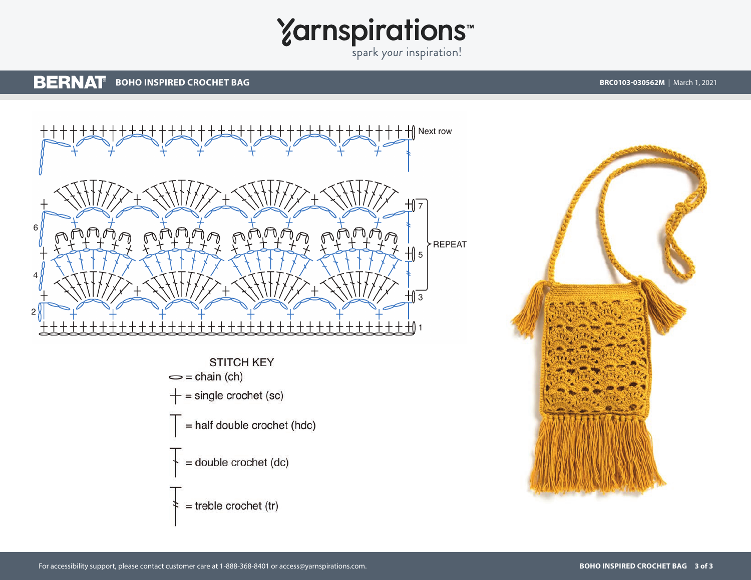Next row

7

6

REPEAT

5

4

3

2

1

STITCH KEY

= chain (ch)

= single crochet (sc)

= half double crochet (hdc)

= double crochet (dc)

= treble crochet (tr)

For accessibility support, please contact customer care at 1-888-368-8401 or access@yarnspirations.com.